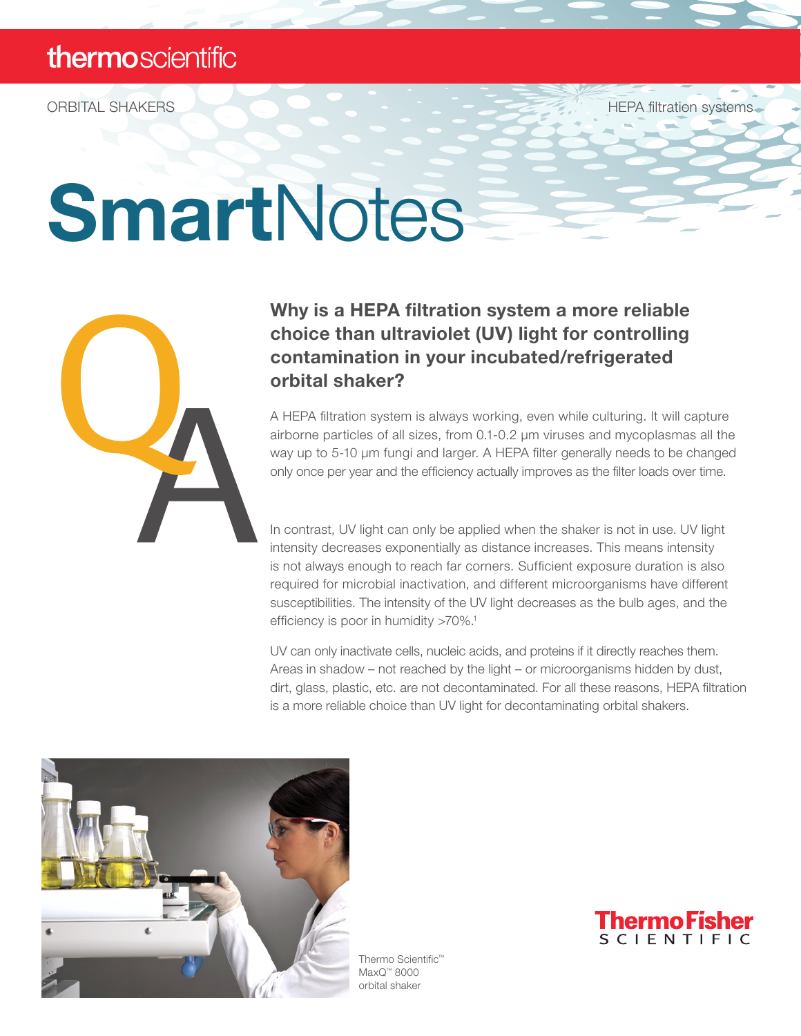thermoscientific

ORBITAL SHAKERS

HEPA filtration systems

# SmartNotes

## Why is a HEPA filtration system a more reliable choice than ultraviolet (UV) light for controlling contamination in your incubated/refrigerated orbital shaker?

A HEPA filtration system is always working, even while culturing. It will capture airborne particles of all sizes, from 0.1-0.2 µm viruses and mycoplasmas all the way up to 5-10 µm fungi and larger. A HEPA filter generally needs to be changed only once per year and the efficiency actually improves as the filter loads over time.

In contrast, UV light can only be applied when the shaker is not in use. UV light intensity decreases exponentially as distance increases. This means intensity is not always enough to reach far corners. Sufficient exposure duration is also required for microbial inactivation, and different microorganisms have different susceptibilities. The intensity of the UV light decreases as the bulb ages, and the efficiency is poor in humidity >70%.[1]

UV can only inactivate cells, nucleic acids, and proteins if it directly reaches them. Areas in shadow – not reached by the light – or microorganisms hidden by dust, dirt, glass, plastic, etc. are not decontaminated. For all these reasons, HEPA filtration is a more reliable choice than UV light for decontaminating orbital shakers.

Thermo Scientific™ MaxQ™ 8000 orbital shaker

ThermoFisher SCIENTIFIC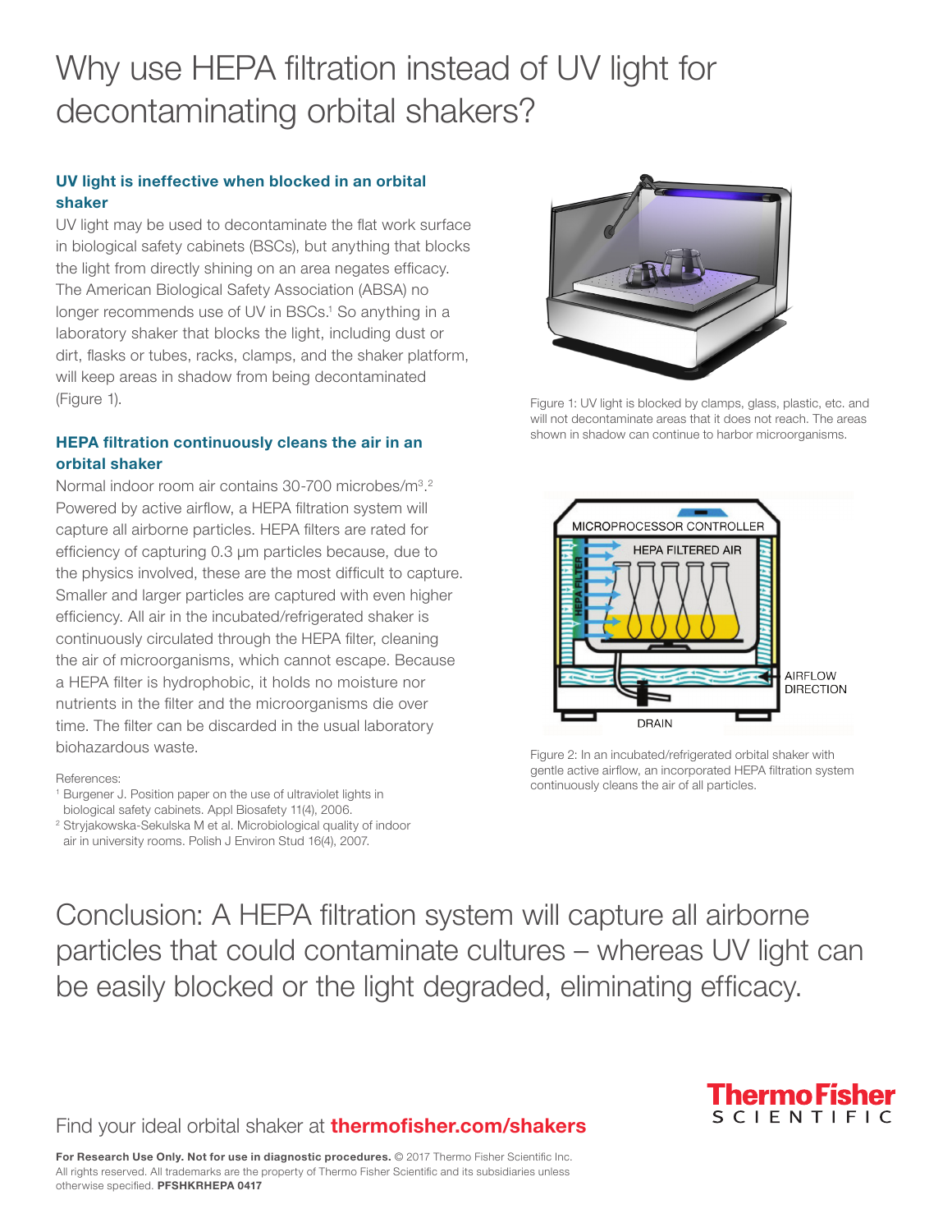# Why use HEPA filtration instead of UV light for decontaminating orbital shakers?

### UV light is ineffective when blocked in an orbital shaker

UV light may be used to decontaminate the flat work surface in biological safety cabinets (BSCs), but anything that blocks the light from directly shining on an area negates efficacy. The American Biological Safety Association (ABSA) no longer recommends use of UV in BSCs.[1] So anything in a laboratory shaker that blocks the light, including dust or dirt, flasks or tubes, racks, clamps, and the shaker platform, will keep areas in shadow from being decontaminated (Figure 1).

Figure 1: UV light is blocked by clamps, glass, plastic, etc. and will not decontaminate areas that it does not reach. The areas shown in shadow can continue to harbor microorganisms.

### HEPA filtration continuously cleans the air in an orbital shaker

Normal indoor room air contains 30-700 microbes/m$^3$.[2] Powered by active airflow, a HEPA filtration system will capture all airborne particles. HEPA filters are rated for efficiency of capturing 0.3 µm particles because, due to the physics involved, these are the most difficult to capture. Smaller and larger particles are captured with even higher efficiency. All air in the incubated/refrigerated shaker is continuously circulated through the HEPA filter, cleaning the air of microorganisms, which cannot escape. Because a HEPA filter is hydrophobic, it holds no moisture nor nutrients in the filter and the microorganisms die over time. The filter can be discarded in the usual laboratory biohazardous waste.

MICROPROCESSOR CONTROLLER

HEPA FILTERED AIR

HEPA FILTER

AIRFLOW DIRECTION

DRAIN

Figure 2: In an incubated/refrigerated orbital shaker with gentle active airflow, an incorporated HEPA filtration system continuously cleans the air of all particles.

References:

[1] Burgener J. Position paper on the use of ultraviolet lights in biological safety cabinets. Appl Biosafety 11(4), 2006.

[2] Stryjakowska-Sekulska M et al. Microbiological quality of indoor air in university rooms. Polish J Environ Stud 16(4), 2007.

## Conclusion: A HEPA filtration system will capture all airborne particles that could contaminate cultures – whereas UV light can be easily blocked or the light degraded, eliminating efficacy.

Find your ideal orbital shaker at **thermofisher.com/shakers**

ThermoFisher SCIENTIFIC

**For Research Use Only. Not for use in diagnostic procedures.** © 2017 Thermo Fisher Scientific Inc. All rights reserved. All trademarks are the property of Thermo Fisher Scientific and its subsidiaries unless otherwise specified. **PFSHKRHEPA 0417**